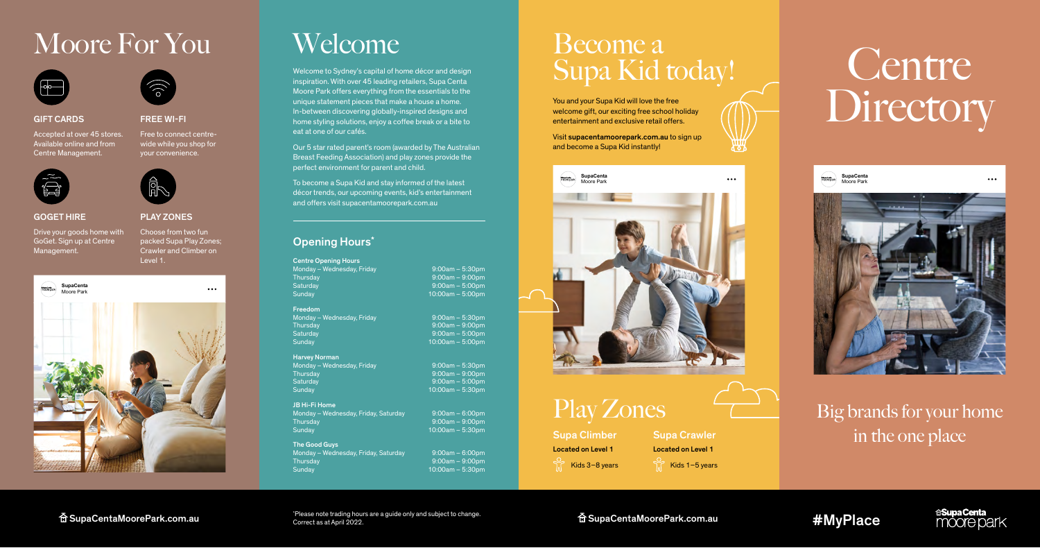# Moore For You

### GIFT CARDS

Accepted at over 45 stores. Available online and from Centre Management.

### FREE WI-FI

Free to connect centre-wide while you shop for your convenience.

### GOGET HIRE

Drive your goods home with GoGet. Sign up at Centre Management.

### PLAY ZONES

Choose from two fun packed Supa Play Zones; Crawler and Climber on Level 1.

SupaCenta Moore Park

SupaCentaMoorePark.com.au

# Welcome

Welcome to Sydney's capital of home décor and design inspiration. With over 45 leading retailers, Supa Centa Moore Park offers everything from the essentials to the unique statement pieces that make a house a home. In-between discovering globally-inspired designs and home styling solutions, enjoy a coffee break or a bite to eat at one of our cafés.

Our 5 star rated parent's room (awarded by The Australian Breast Feeding Association) and play zones provide the perfect environment for parent and child.

To become a Supa Kid and stay informed of the latest décor trends, our upcoming events, kid's entertainment and offers visit supacentamoorepark.com.au

## Opening Hours*

**Centre Opening Hours**

| | |
|---|---|
| Monday – Wednesday, Friday | 9:00am – 5:30pm |
| Thursday | 9:00am – 9:00pm |
| Saturday | 9:00am – 5:00pm |
| Sunday | 10:00am – 5:00pm |

**Freedom**

| | |
|---|---|
| Monday – Wednesday, Friday | 9:00am – 5:30pm |
| Thursday | 9:00am – 9:00pm |
| Saturday | 9:00am – 5:00pm |
| Sunday | 10:00am – 5:00pm |

**Harvey Norman**

| | |
|---|---|
| Monday – Wednesday, Friday | 9:00am – 5:30pm |
| Thursday | 9:00am – 9:00pm |
| Saturday | 9:00am – 5:00pm |
| Sunday | 10:00am – 5:30pm |

**JB Hi-Fi Home**

| | |
|---|---|
| Monday – Wednesday, Friday, Saturday | 9:00am – 6:00pm |
| Thursday | 9:00am – 9:00pm |
| Sunday | 10:00am – 5:30pm |

**The Good Guys**

| | |
|---|---|
| Monday – Wednesday, Friday, Saturday | 9:00am – 6:00pm |
| Thursday | 9:00am – 9:00pm |
| Sunday | 10:00am – 5:30pm |

*Please note trading hours are a guide only and subject to change. Correct as at April 2022.

# Become a Supa Kid today!

You and your Supa Kid will love the free welcome gift, our exciting free school holiday entertainment and exclusive retail offers.

Visit **supacentamoorepark.com.au** to sign up and become a Supa Kid instantly!

SupaCenta Moore Park

# Play Zones

**Supa Climber**

**Located on Level 1**

Kids 3–8 years

**Supa Crawler**

**Located on Level 1**

Kids 1–5 years

SupaCentaMoorePark.com.au

# Centre Directory

SupaCenta Moore Park

## Big brands for your home in the one place

#MyPlace

SupaCenta moore park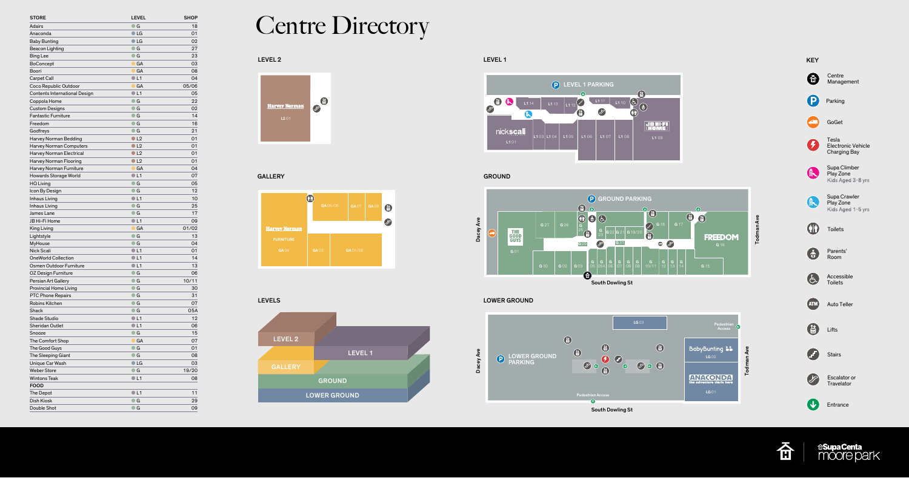| STORE | LEVEL | SHOP |
|---|---|---|
| Adairs | G | 18 |
| Anaconda | LG | 01 |
| Baby Bunting | LG | 02 |
| Beacon Lighting | G | 27 |
| Bing Lee | G | 23 |
| BoConcept | GA | 03 |
| Boori | GA | 08 |
| Carpet Call | L1 | 04 |
| Coco Republic Outdoor | GA | 05/06 |
| Contents International Design | L1 | 05 |
| Coppola Home | G | 22 |
| Custom Designs | G | 02 |
| Fantastic Furniture | G | 14 |
| Freedom | G | 16 |
| Godfreys | G | 21 |
| Harvey Norman Bedding | L2 | 01 |
| Harvey Norman Computers | L2 | 01 |
| Harvey Norman Electrical | L2 | 01 |
| Harvey Norman Flooring | L2 | 01 |
| Harvey Norman Furniture | GA | 04 |
| Howards Storage World | L1 | 07 |
| HQ Living | G | 05 |
| Icon By Design | G | 12 |
| Inhaus Living | L1 | 10 |
| Inhaus Living | G | 25 |
| James Lane | G | 17 |
| JB Hi-Fi Home | L1 | 09 |
| King Living | GA | 01/02 |
| Lightstyle | G | 13 |
| MyHouse | G | 04 |
| Nick Scali | L1 | 01 |
| OneWorld Collection | L1 | 14 |
| Osmen Outdoor Furniture | L1 | 13 |
| OZ Design Furniture | G | 06 |
| Persian Art Gallery | G | 10/11 |
| Provincial Home Living | G | 30 |
| PTC Phone Repairs | G | 31 |
| Robins Kitchen | G | 07 |
| Shack | G | 05A |
| Shade Studio | L1 | 12 |
| Sheridan Outlet | L1 | 06 |
| Snooze | G | 15 |
| The Comfort Shop | GA | 07 |
| The Good Guys | G | 01 |
| The Sleeping Giant | G | 08 |
| Unique Car Wash | LG | 03 |
| Weber Store | G | 19/20 |
| Wintons Teak | L1 | 08 |
| **FOOD** | | |
| The Depot | L1 | 11 |
| Dish Kiosk | G | 29 |
| Double Shot | G | 09 |

# Centre Directory

LEVEL 2

LEVEL 1

GALLERY

GROUND

LEVELS

LOWER GROUND

KEY

Centre Management

Parking

GoGet

Tesla Electronic Vehicle Charging Bay

Supa Climber Play Zone Kids Aged 3-8 yrs

Supa Crawler Play Zone Kids Aged 1-5 yrs

Toilets

Parents' Room

Accessible Toilets

Auto Teller

Lifts

Stairs

Escalator or Travelator

Entrance

SupaCenta moore park